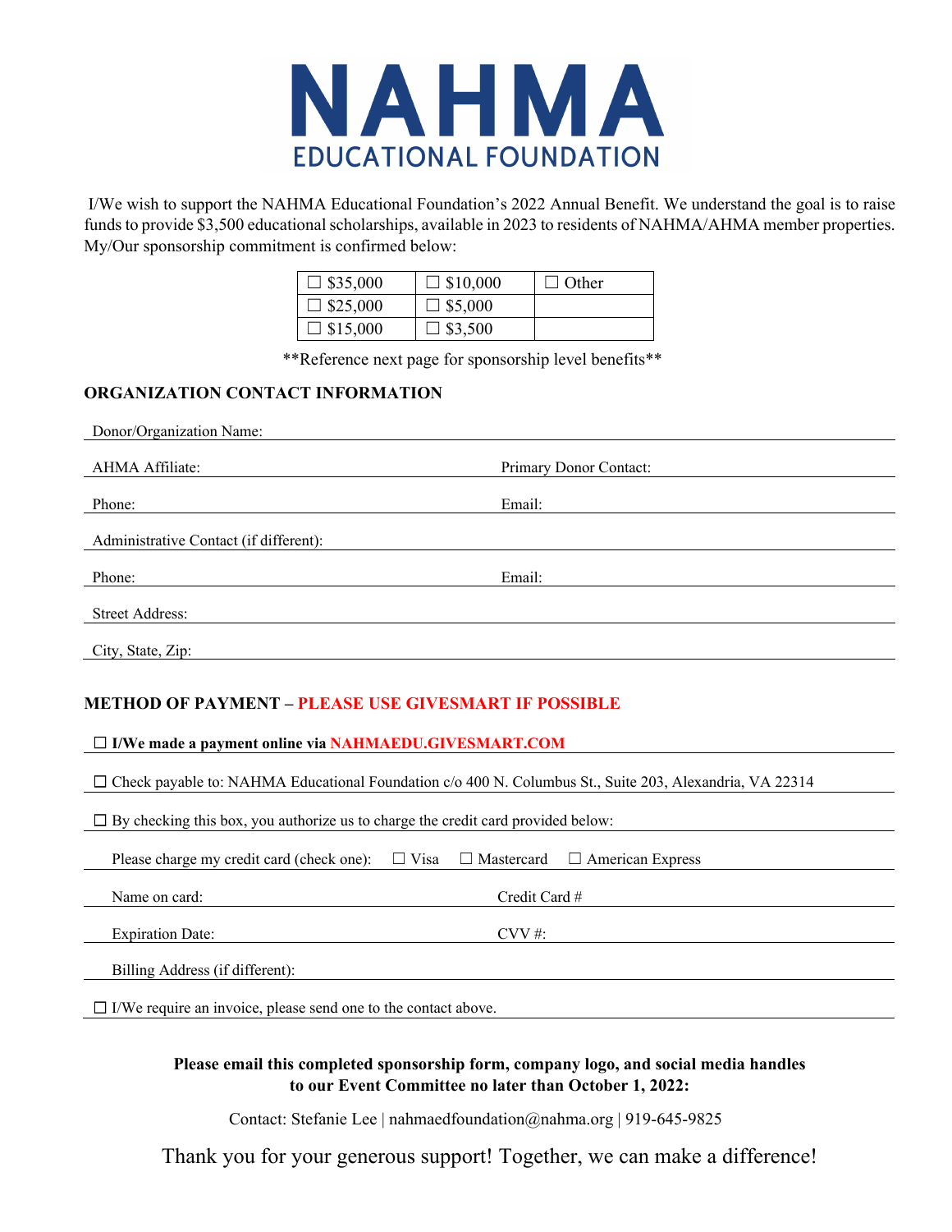# NAHMA

## EDUCATIONAL FOUNDATION

I/We wish to support the NAHMA Educational Foundation's 2022 Annual Benefit. We understand the goal is to raise funds to provide $3,500 educational scholarships, available in 2023 to residents of NAHMA/AHMA member properties. My/Our sponsorship commitment is confirmed below:

| ☐ $35,000 | ☐ $10,000 | ☐ Other |
|---|---|---|
| ☐ $25,000 | ☐ $5,000 | |
| ☐ $15,000 | ☐ $3,500 | |

**Reference next page for sponsorship level benefits**

### ORGANIZATION CONTACT INFORMATION

Donor/Organization Name: ______________________________

AHMA Affiliate: ______________________________ Primary Donor Contact: ______________________________

Phone: ______________________________ Email: ______________________________

Administrative Contact (if different): ______________________________

Phone: ______________________________ Email: ______________________________

Street Address: ______________________________

City, State, Zip: ______________________________

### METHOD OF PAYMENT – PLEASE USE GIVESMART IF POSSIBLE

☐ **I/We made a payment online via NAHMAEDU.GIVESMART.COM**

☐ Check payable to: NAHMA Educational Foundation c/o 400 N. Columbus St., Suite 203, Alexandria, VA 22314

☐ By checking this box, you authorize us to charge the credit card provided below:

Please charge my credit card (check one): ☐ Visa ☐ Mastercard ☐ American Express

Name on card: ______________________________ Credit Card # ______________________________

Expiration Date: ______________________________ CVV #: ______________________________

Billing Address (if different): ______________________________

☐ I/We require an invoice, please send one to the contact above.

**Please email this completed sponsorship form, company logo, and social media handles to our Event Committee no later than October 1, 2022:**

Contact: Stefanie Lee | nahmaedfoundation@nahma.org | 919-645-9825

Thank you for your generous support! Together, we can make a difference!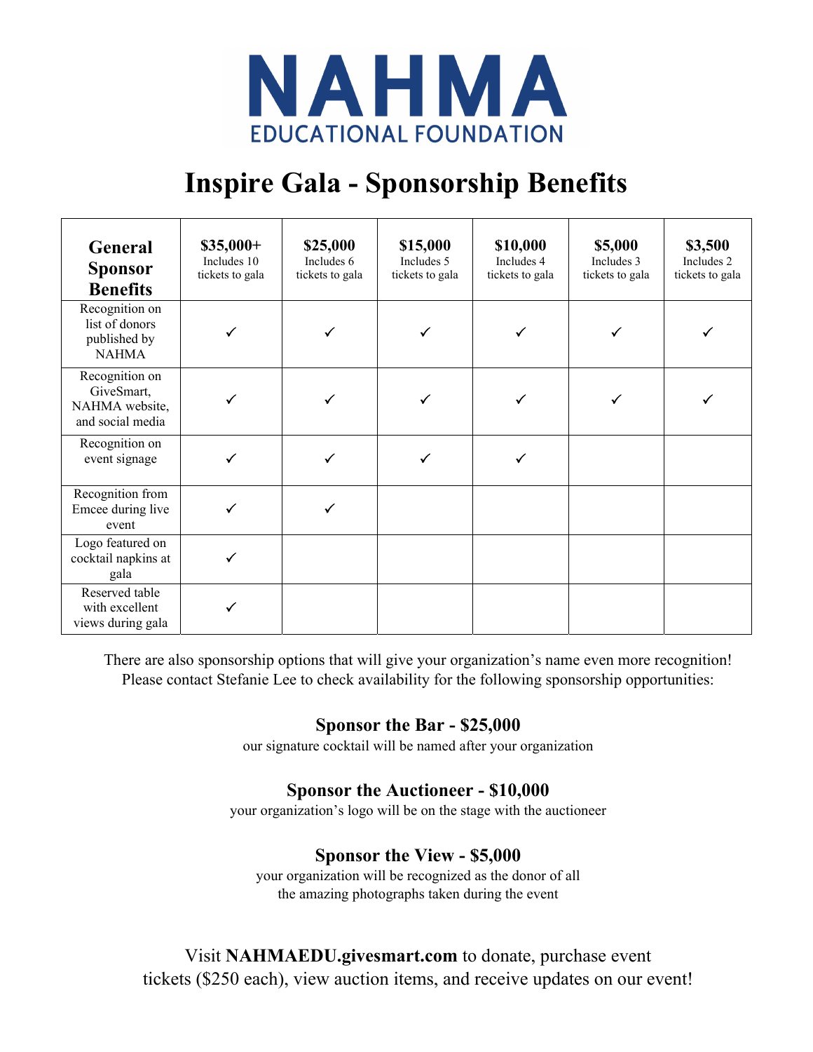NAHMA

EDUCATIONAL FOUNDATION

# Inspire Gala - Sponsorship Benefits

| General Sponsor Benefits | **$35,000+** Includes 10 tickets to gala | **$25,000** Includes 6 tickets to gala | **$15,000** Includes 5 tickets to gala | **$10,000** Includes 4 tickets to gala | **$5,000** Includes 3 tickets to gala | **$3,500** Includes 2 tickets to gala |
|---|---|---|---|---|---|---|
| Recognition on list of donors published by NAHMA | ✓ | ✓ | ✓ | ✓ | ✓ | ✓ |
| Recognition on GiveSmart, NAHMA website, and social media | ✓ | ✓ | ✓ | ✓ | ✓ | ✓ |
| Recognition on event signage | ✓ | ✓ | ✓ | ✓ | | |
| Recognition from Emcee during live event | ✓ | ✓ | | | | |
| Logo featured on cocktail napkins at gala | ✓ | | | | | |
| Reserved table with excellent views during gala | ✓ | | | | | |

There are also sponsorship options that will give your organization's name even more recognition! Please contact Stefanie Lee to check availability for the following sponsorship opportunities:

### Sponsor the Bar - $25,000

our signature cocktail will be named after your organization

### Sponsor the Auctioneer - $10,000

your organization's logo will be on the stage with the auctioneer

### Sponsor the View - $5,000

your organization will be recognized as the donor of all the amazing photographs taken during the event

Visit **NAHMAEDU.givesmart.com** to donate, purchase event tickets ($250 each), view auction items, and receive updates on our event!